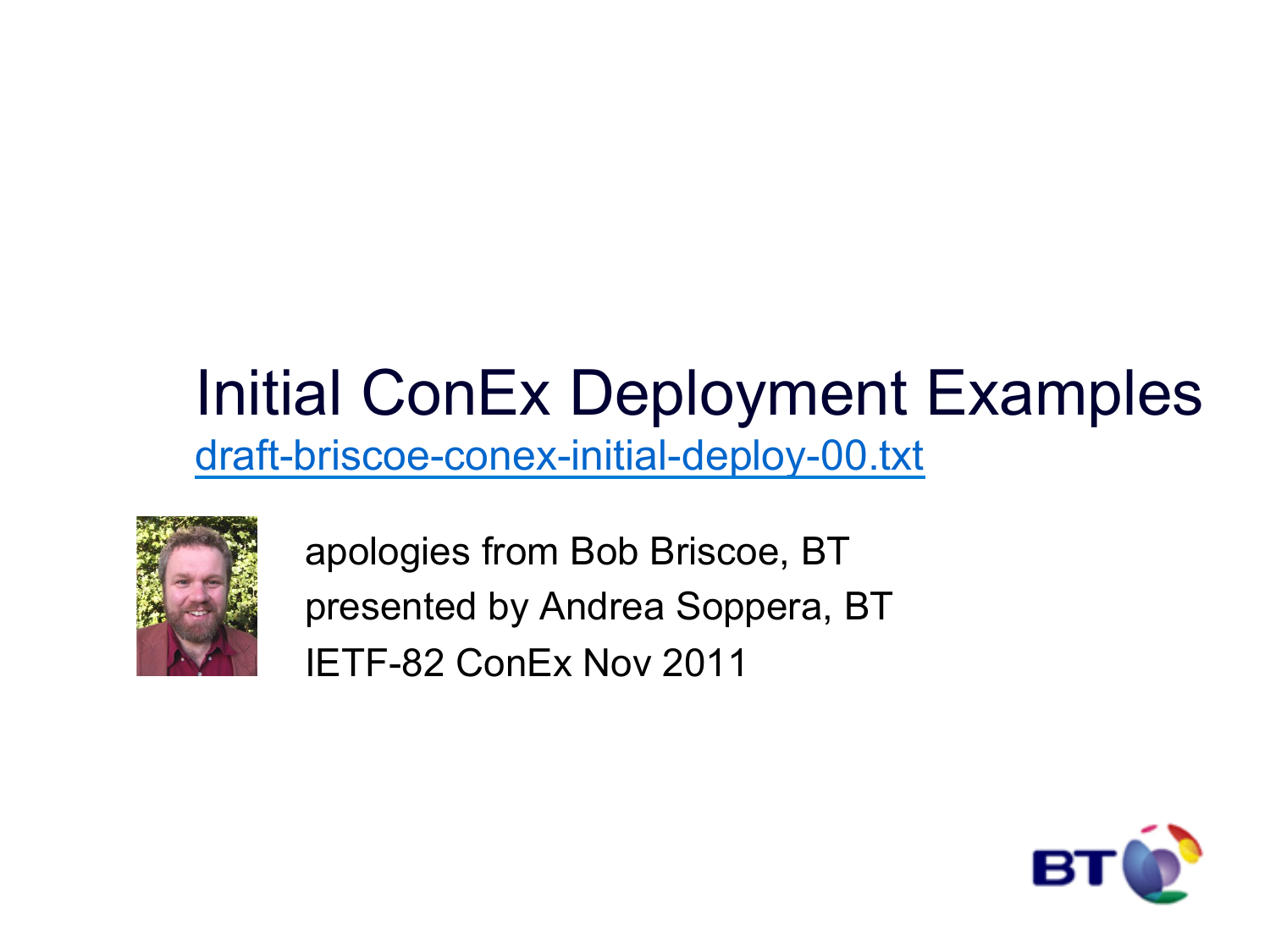# Initial ConEx Deployment Examples

[draft-briscoe-conex-initial-deploy-00.txt](draft-briscoe-conex-initial-deploy-00.txt)

apologies from Bob Briscoe, BT

presented by Andrea Soppera, BT

IETF-82 ConEx Nov 2011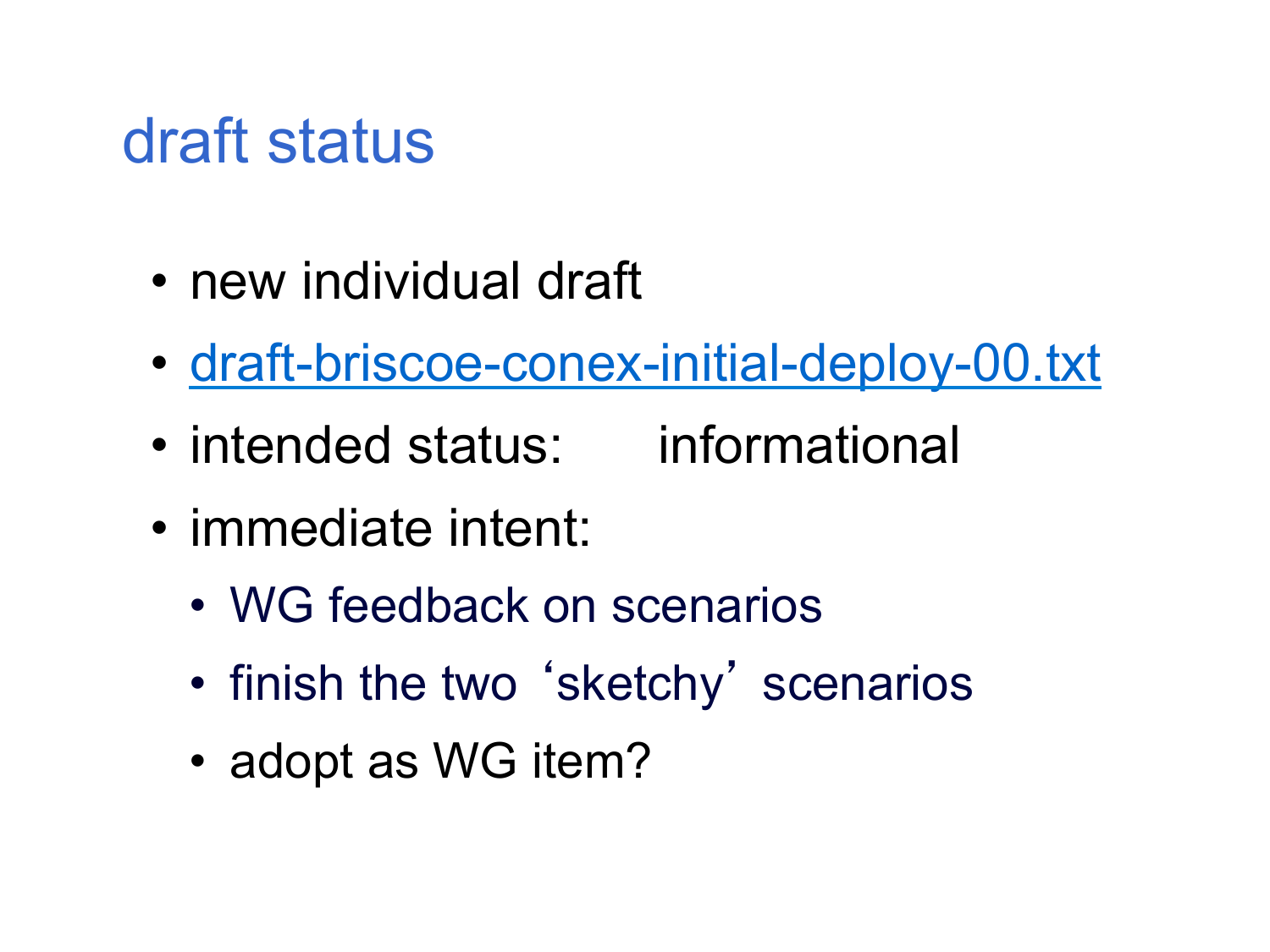# draft status

- new individual draft
- [draft-briscoe-conex-initial-deploy-00.txt](draft-briscoe-conex-initial-deploy-00.txt)
- intended status: informational
- immediate intent:
  - WG feedback on scenarios
  - finish the two 'sketchy' scenarios
  - adopt as WG item?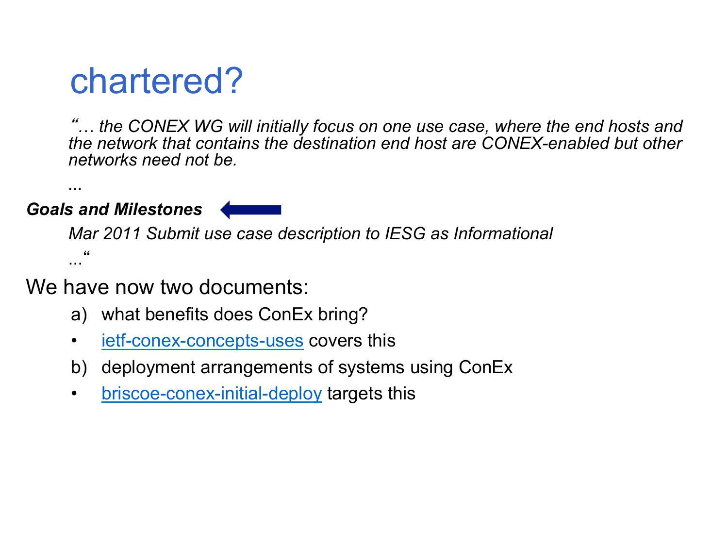# chartered?

*"… the CONEX WG will initially focus on one use case, where the end hosts and the network that contains the destination end host are CONEX-enabled but other networks need not be.*

*...*

***Goals and Milestones***

*Mar 2011 Submit use case description to IESG as Informational*

..."

We have now two documents:

a) what benefits does ConEx bring?
   - ietf-conex-concepts-uses covers this

b) deployment arrangements of systems using ConEx
   - briscoe-conex-initial-deploy targets this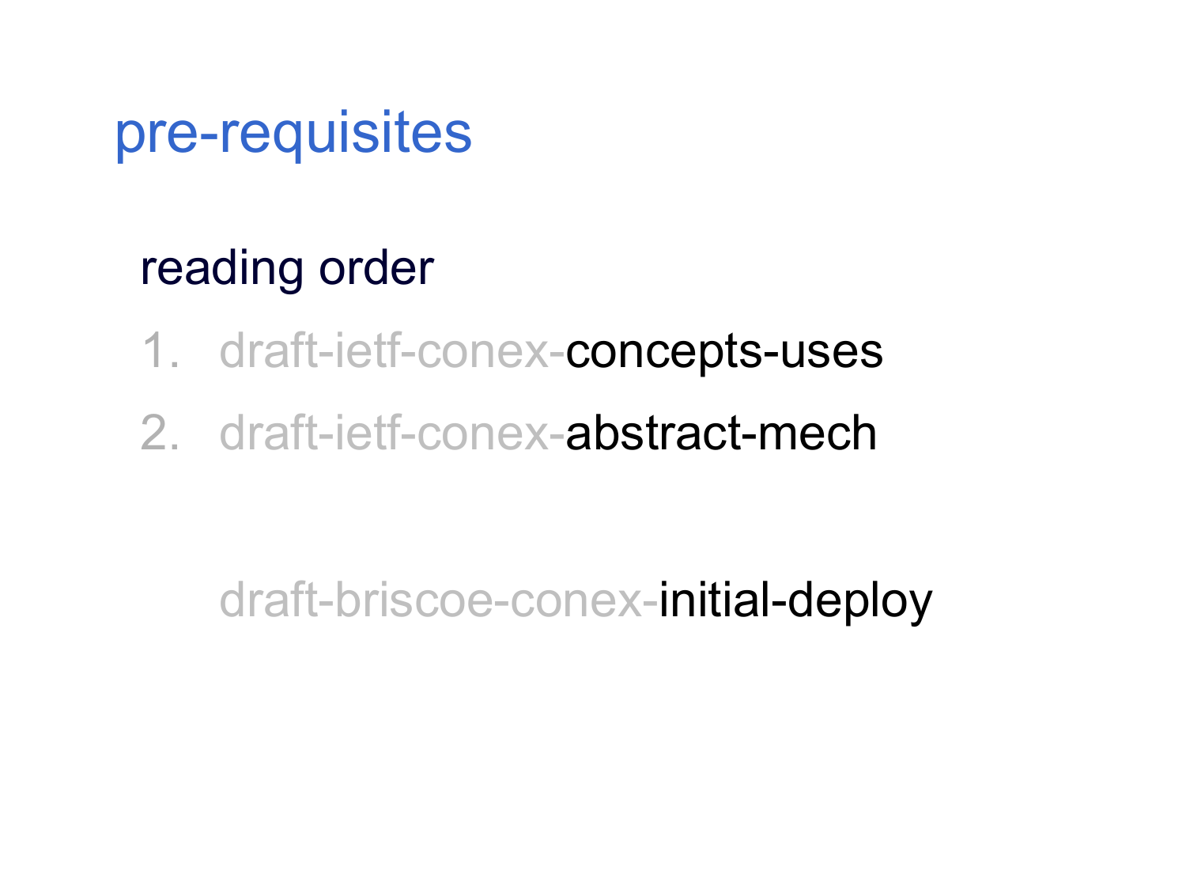# pre-requisites

## reading order

1. draft-ietf-conex-concepts-uses
2. draft-ietf-conex-abstract-mech

draft-briscoe-conex-initial-deploy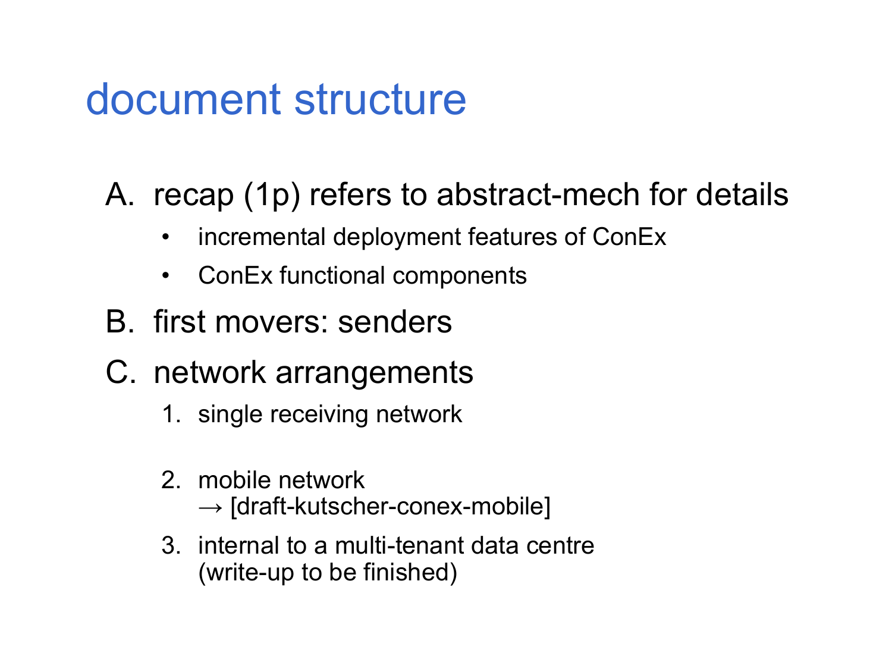# document structure

A. recap (1p) refers to abstract-mech for details
   - incremental deployment features of ConEx
   - ConEx functional components

B. first movers: senders

C. network arrangements
   1. single receiving network
   2. mobile network
      → [draft-kutscher-conex-mobile]
   3. internal to a multi-tenant data centre
      (write-up to be finished)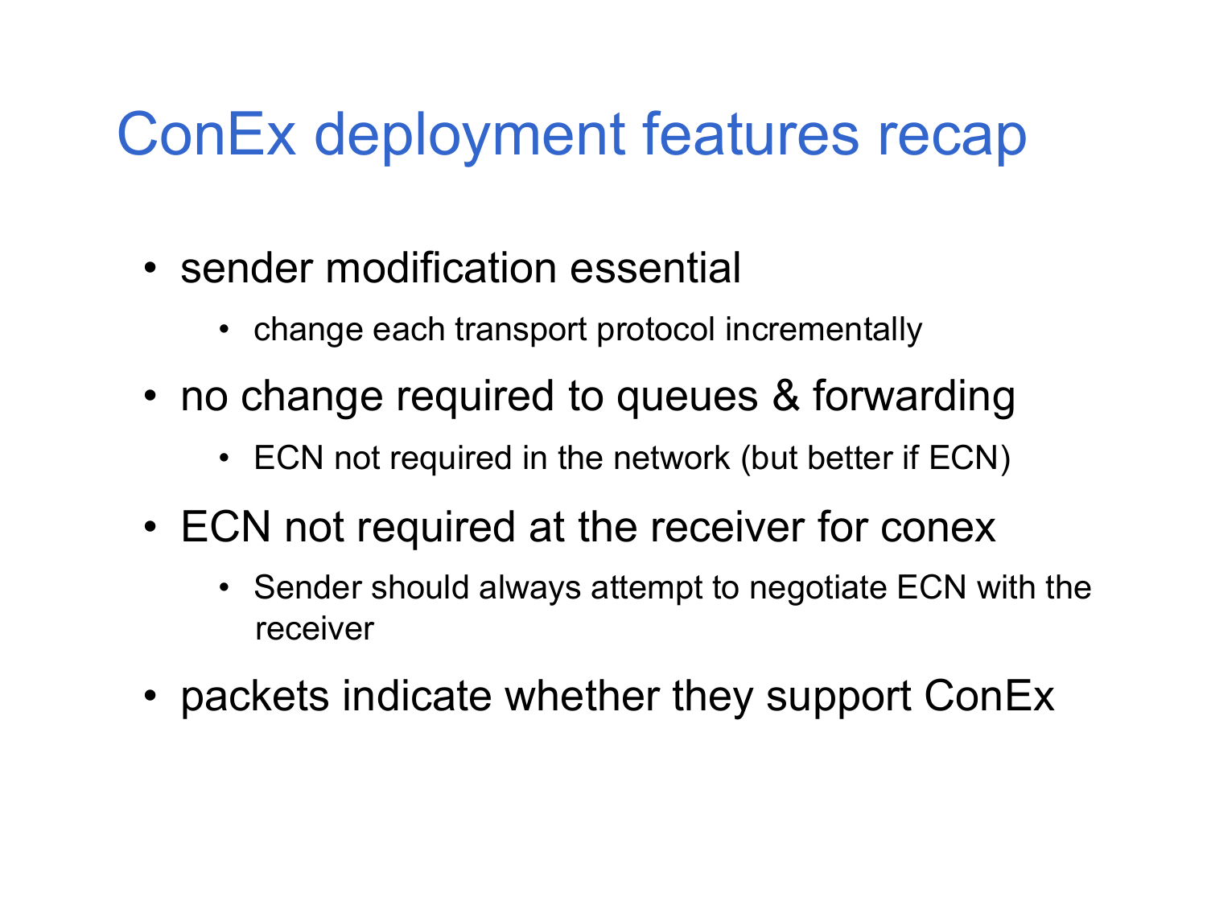# ConEx deployment features recap

- sender modification essential
  - change each transport protocol incrementally
- no change required to queues & forwarding
  - ECN not required in the network (but better if ECN)
- ECN not required at the receiver for conex
  - Sender should always attempt to negotiate ECN with the receiver
- packets indicate whether they support ConEx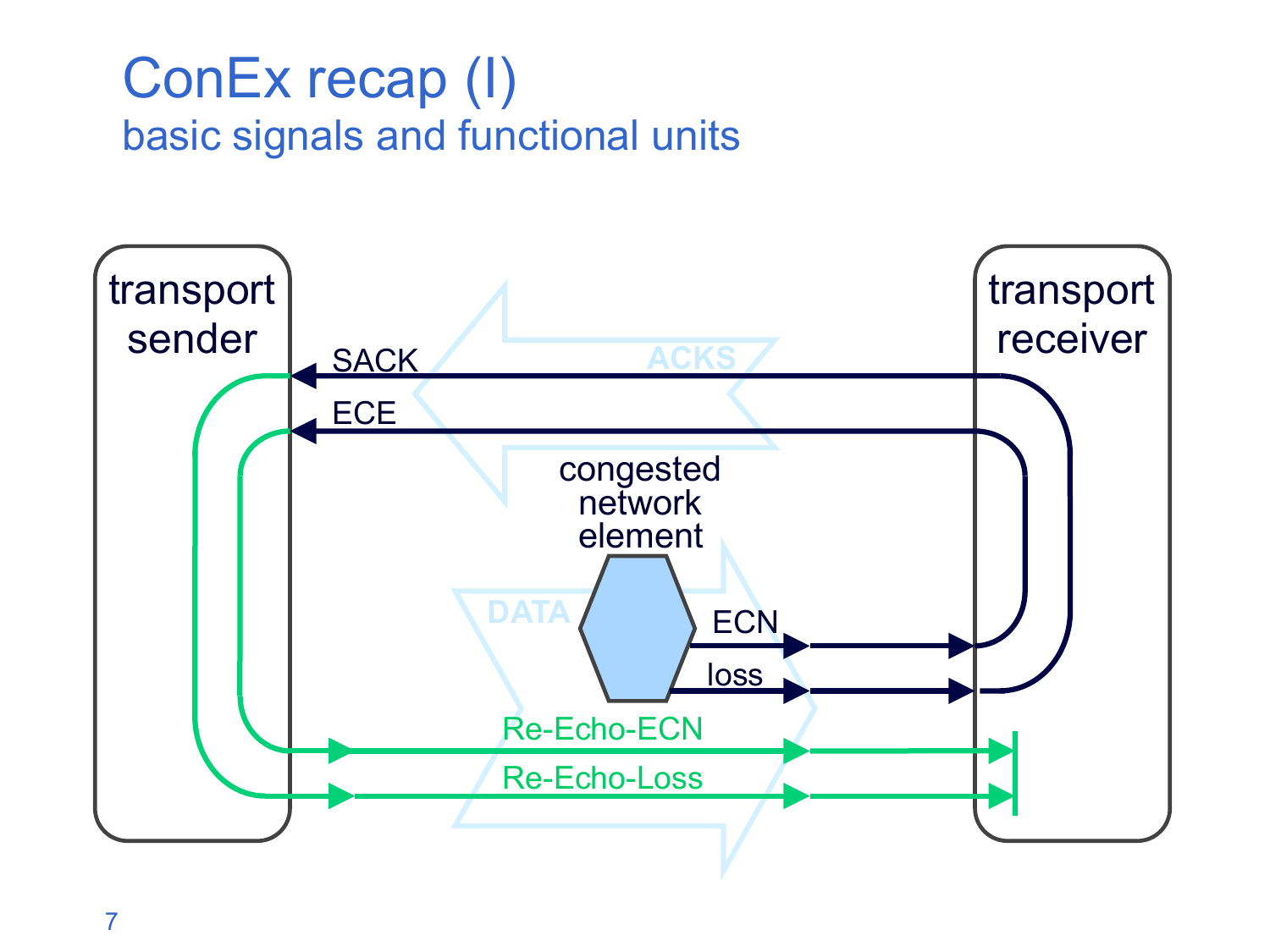# ConEx recap (I)

## basic signals and functional units

transport sender

transport receiver

SACK

ECE

ACKS

congested network element

DATA

ECN

loss

Re-Echo-ECN

Re-Echo-Loss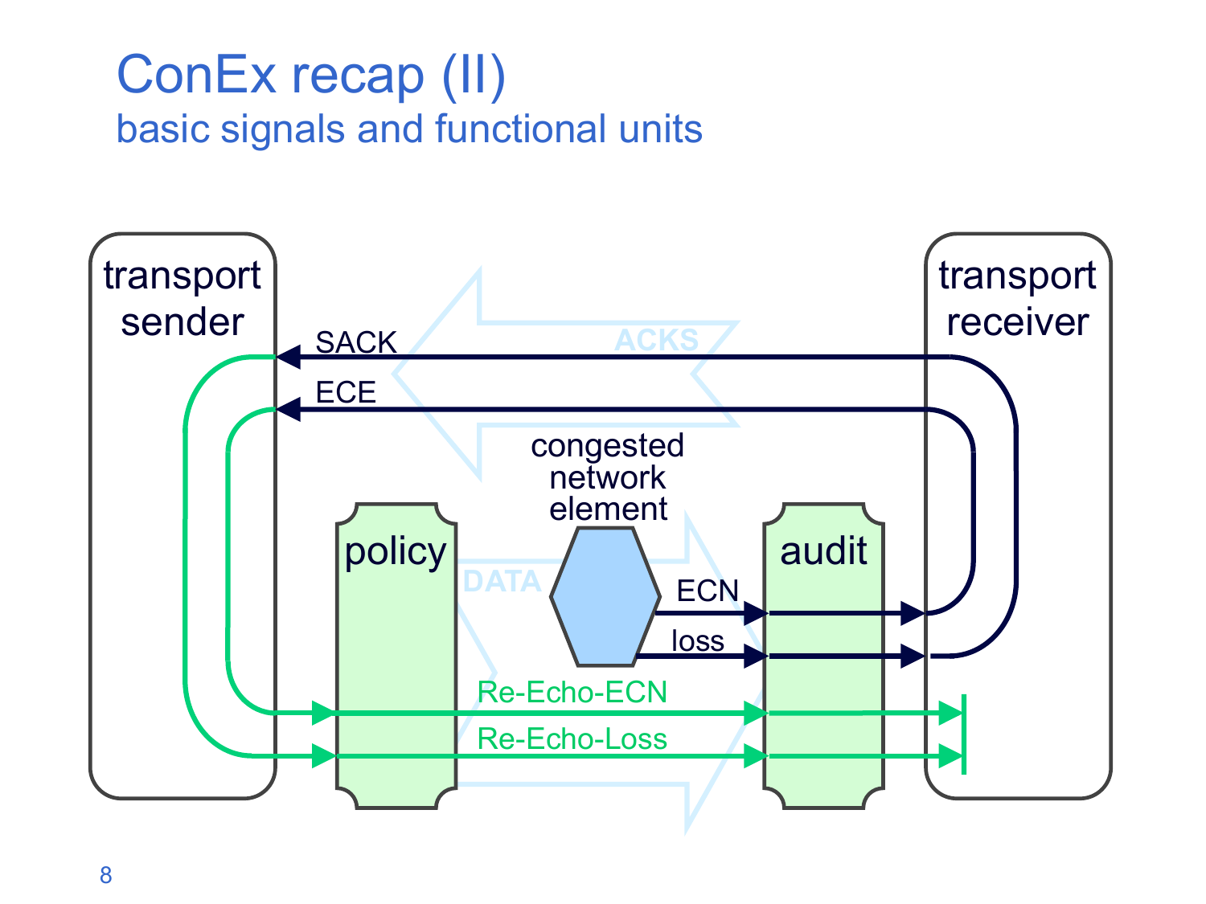# ConEx recap (II)

## basic signals and functional units

transport sender

transport receiver

SACK

ECE

ACKS

congested network element

policy

audit

DATA

ECN

loss

Re-Echo-ECN

Re-Echo-Loss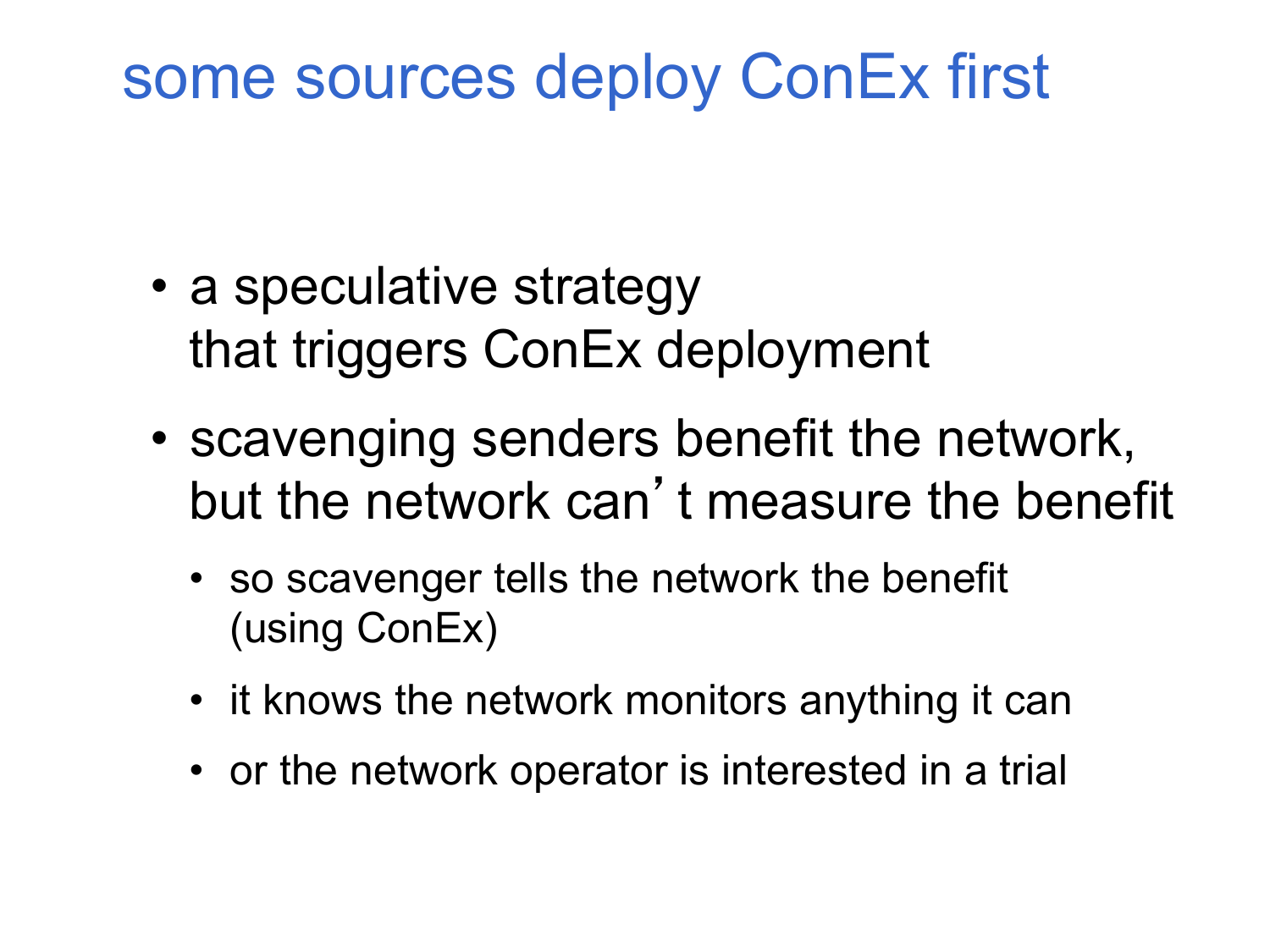# some sources deploy ConEx first

- a speculative strategy
  that triggers ConEx deployment
- scavenging senders benefit the network,
  but the network can't measure the benefit
  - so scavenger tells the network the benefit
    (using ConEx)
  - it knows the network monitors anything it can
  - or the network operator is interested in a trial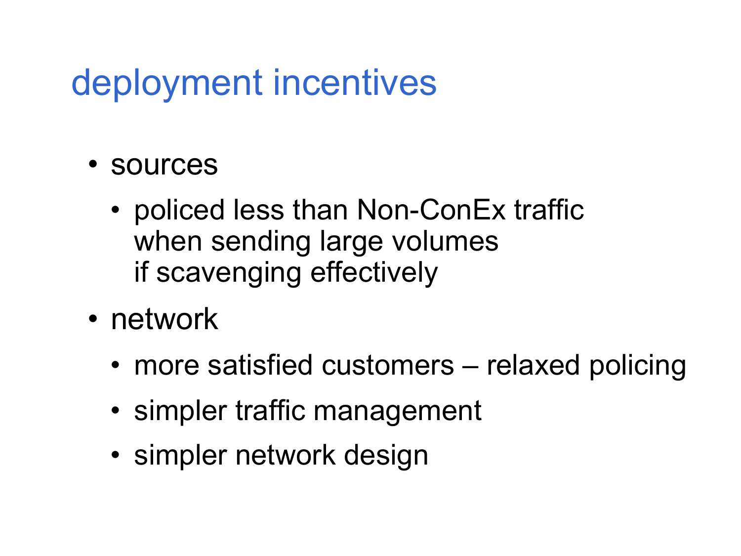# deployment incentives

- sources
  - policed less than Non-ConEx traffic
    when sending large volumes
    if scavenging effectively
- network
  - more satisfied customers – relaxed policing
  - simpler traffic management
  - simpler network design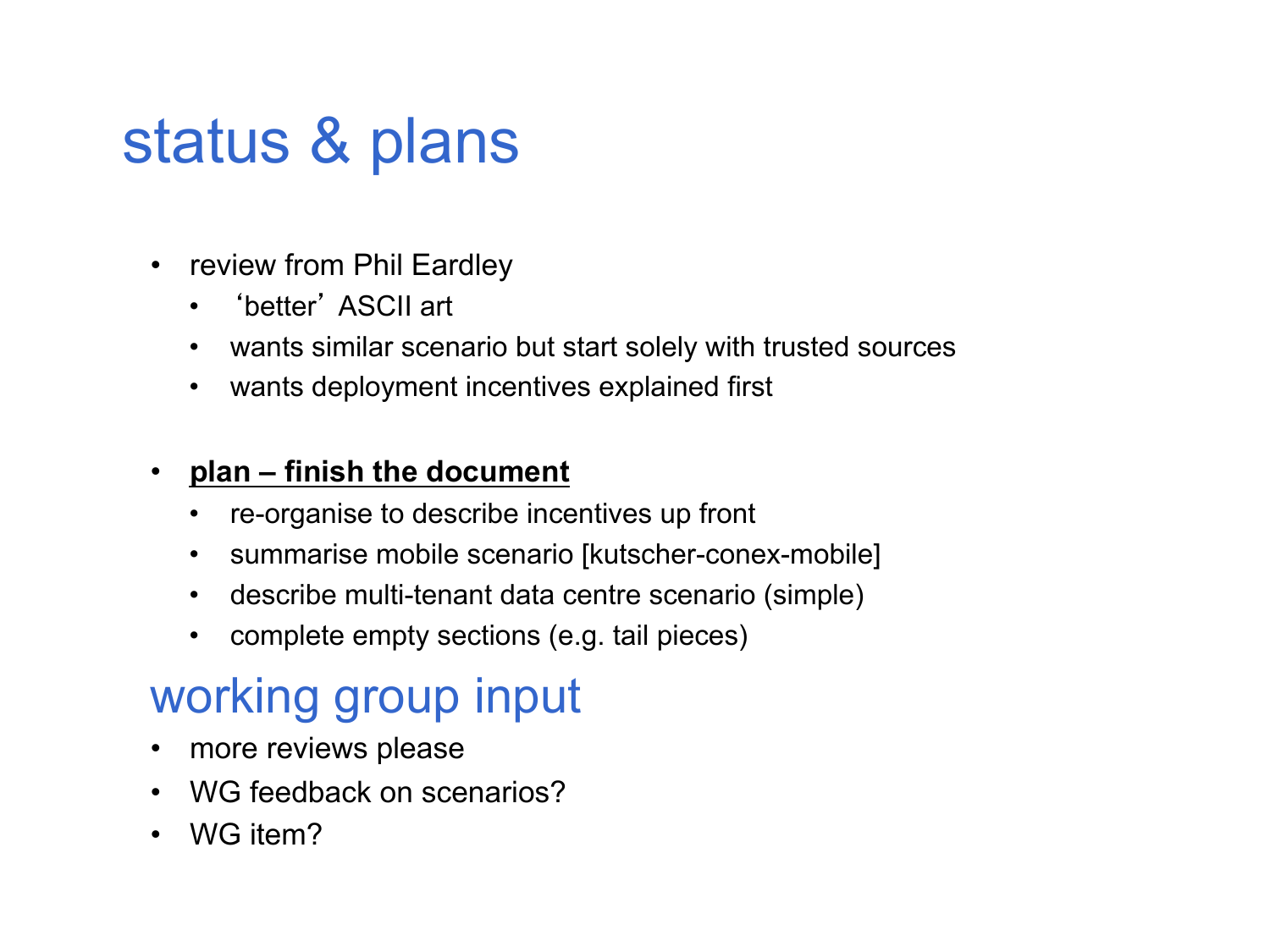# status & plans

- review from Phil Eardley
  - ‘better’ ASCII art
  - wants similar scenario but start solely with trusted sources
  - wants deployment incentives explained first
- **<u>plan – finish the document</u>**
  - re-organise to describe incentives up front
  - summarise mobile scenario [kutscher-conex-mobile]
  - describe multi-tenant data centre scenario (simple)
  - complete empty sections (e.g. tail pieces)

## working group input

- more reviews please
- WG feedback on scenarios?
- WG item?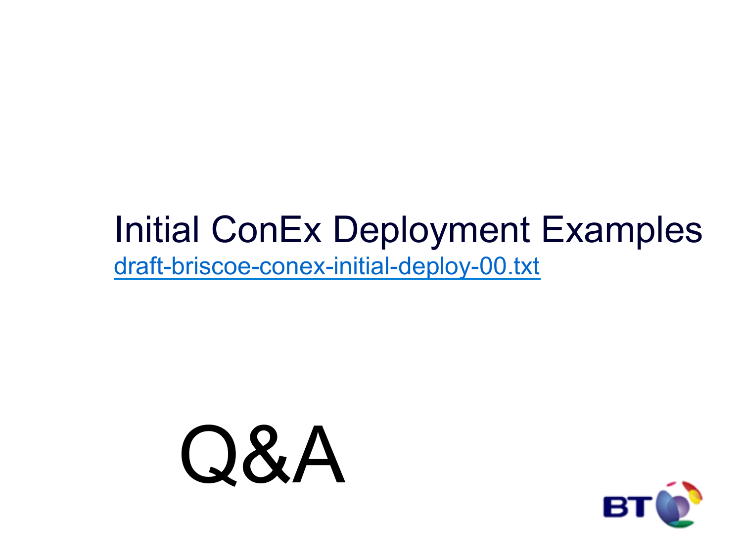# Initial ConEx Deployment Examples

[draft-briscoe-conex-initial-deploy-00.txt](draft-briscoe-conex-initial-deploy-00.txt)

# Q&A